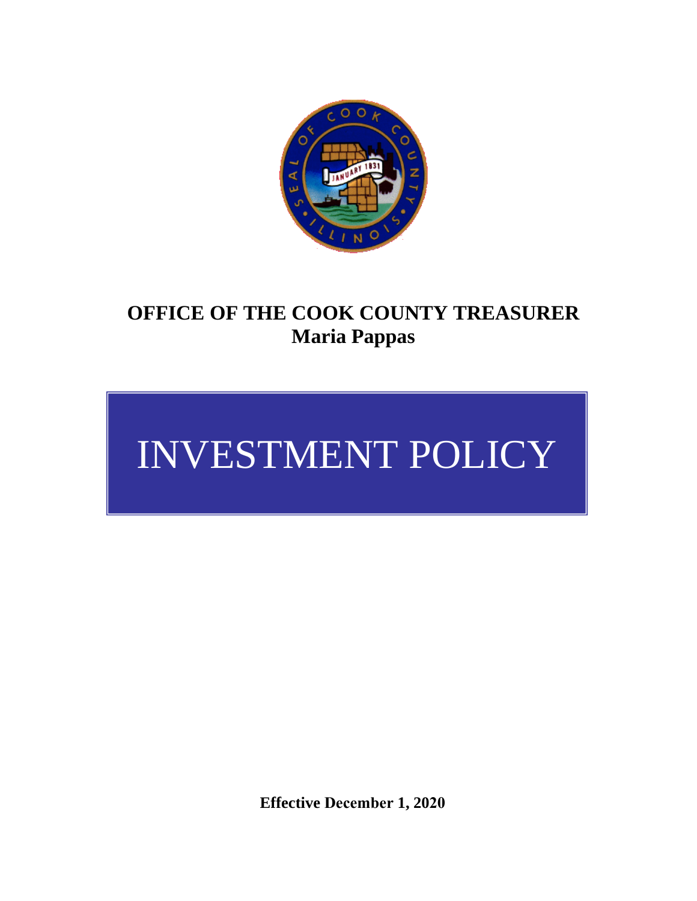**OFFICE OF THE COOK COUNTY TREASURER**
**Maria Pappas**

# INVESTMENT POLICY

**Effective December 1, 2020**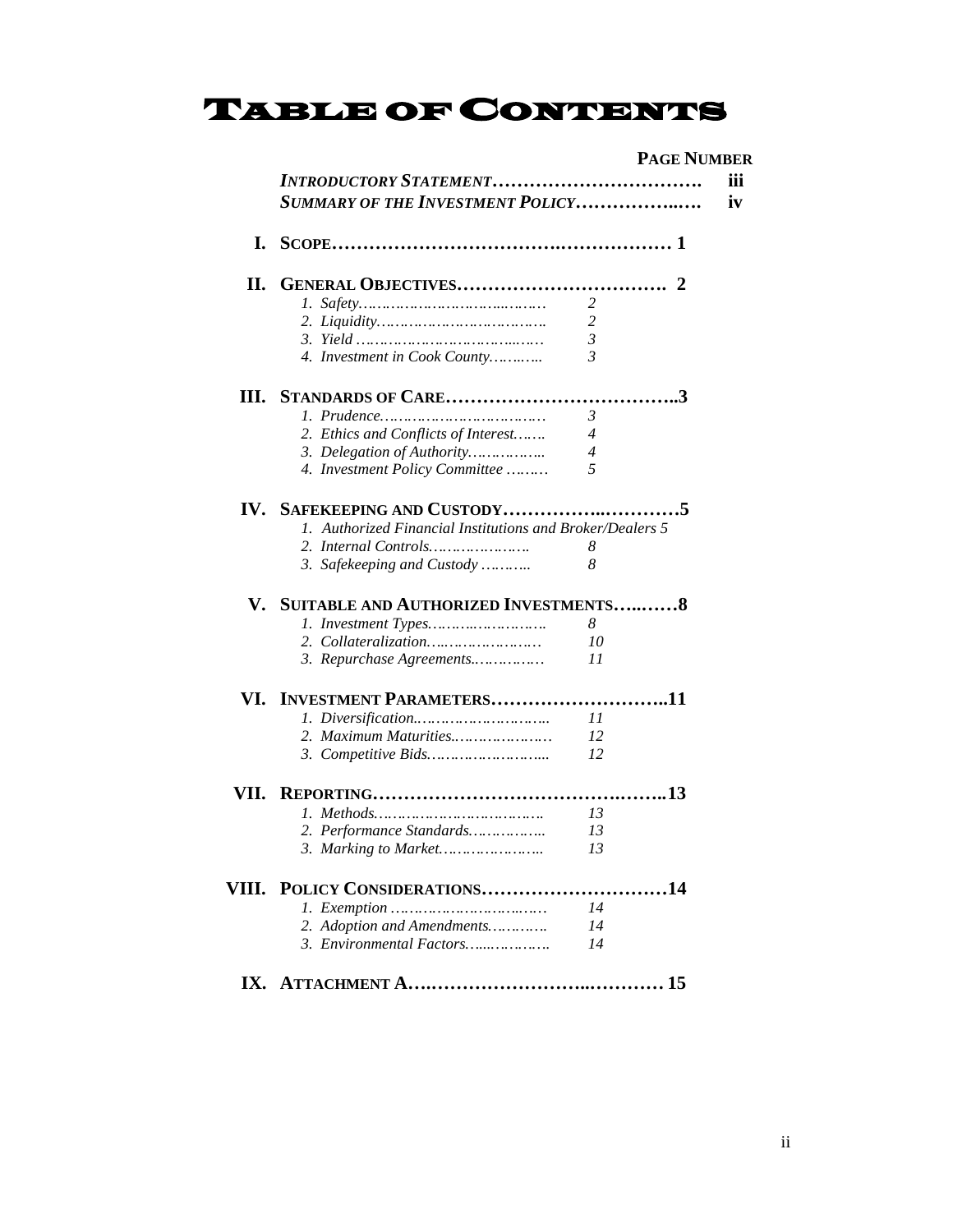# Table of Contents

| | | Page Number |
|---|---|---|
| | ***Introductory Statement*** | **iii** |
| | ***Summary of the Investment Policy*** | **iv** |
| **I.** | **Scope** | **1** |
| **II.** | **General Objectives** | **2** |
| | *1. Safety* | *2* |
| | *2. Liquidity* | *2* |
| | *3. Yield* | *3* |
| | *4. Investment in Cook County* | *3* |
| **III.** | **Standards of Care** | **3** |
| | *1. Prudence* | *3* |
| | *2. Ethics and Conflicts of Interest* | *4* |
| | *3. Delegation of Authority* | *4* |
| | *4. Investment Policy Committee* | *5* |
| **IV.** | **Safekeeping and Custody** | **5** |
| | *1. Authorized Financial Institutions and Broker/Dealers* | *5* |
| | *2. Internal Controls* | *8* |
| | *3. Safekeeping and Custody* | *8* |
| **V.** | **Suitable and Authorized Investments** | **8** |
| | *1. Investment Types* | *8* |
| | *2. Collateralization* | *10* |
| | *3. Repurchase Agreements* | *11* |
| **VI.** | **Investment Parameters** | **11** |
| | *1. Diversification* | *11* |
| | *2. Maximum Maturities* | *12* |
| | *3. Competitive Bids* | *12* |
| **VII.** | **Reporting** | **13** |
| | *1. Methods* | *13* |
| | *2. Performance Standards* | *13* |
| | *3. Marking to Market* | *13* |
| **VIII.** | **Policy Considerations** | **14** |
| | *1. Exemption* | *14* |
| | *2. Adoption and Amendments* | *14* |
| | *3. Environmental Factors* | *14* |
| **IX.** | **Attachment A** | **15** |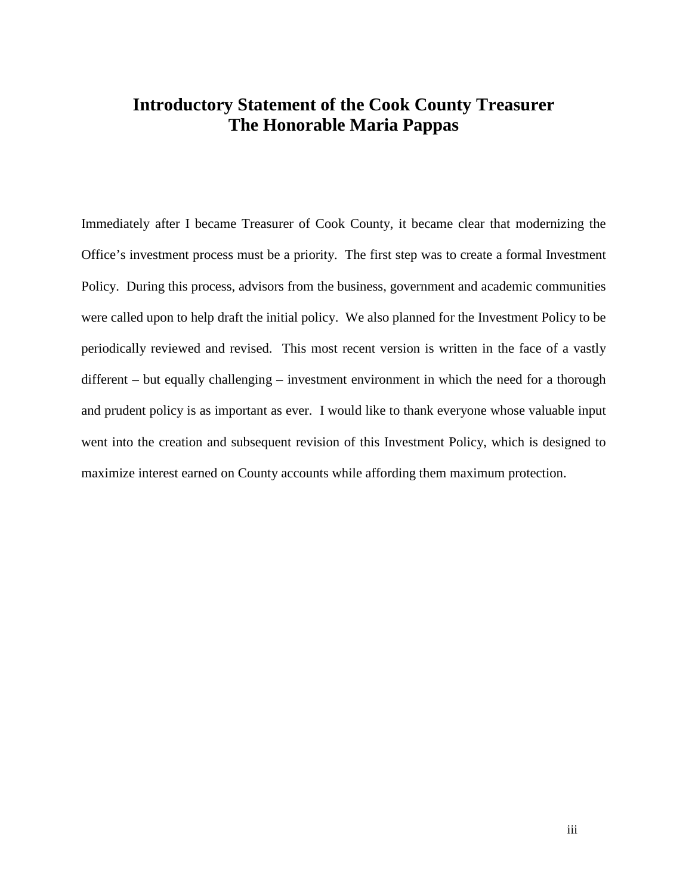# Introductory Statement of the Cook County Treasurer
# The Honorable Maria Pappas

Immediately after I became Treasurer of Cook County, it became clear that modernizing the Office's investment process must be a priority. The first step was to create a formal Investment Policy. During this process, advisors from the business, government and academic communities were called upon to help draft the initial policy. We also planned for the Investment Policy to be periodically reviewed and revised. This most recent version is written in the face of a vastly different – but equally challenging – investment environment in which the need for a thorough and prudent policy is as important as ever. I would like to thank everyone whose valuable input went into the creation and subsequent revision of this Investment Policy, which is designed to maximize interest earned on County accounts while affording them maximum protection.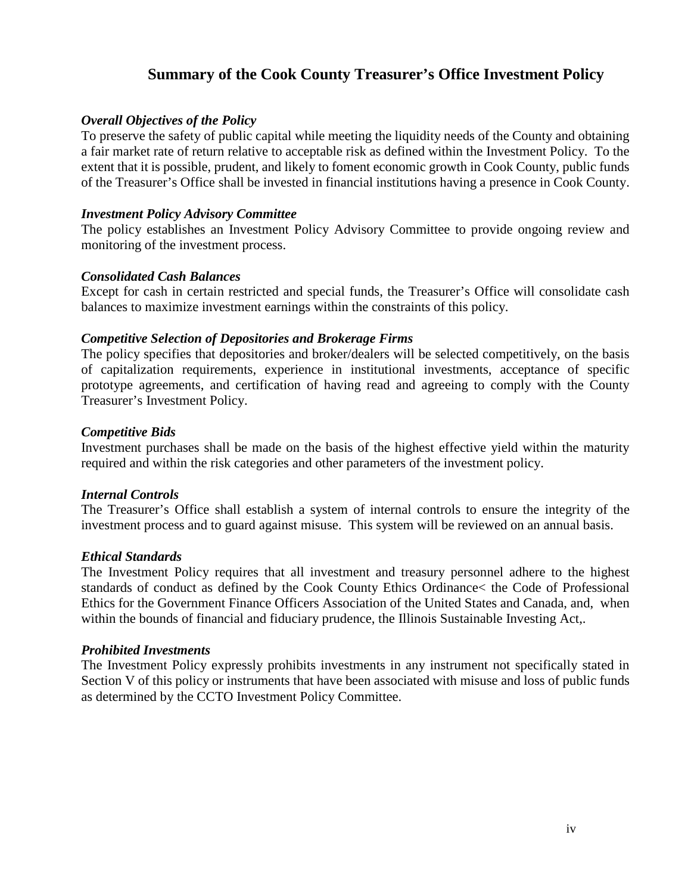# Summary of the Cook County Treasurer's Office Investment Policy

***Overall Objectives of the Policy***

To preserve the safety of public capital while meeting the liquidity needs of the County and obtaining a fair market rate of return relative to acceptable risk as defined within the Investment Policy. To the extent that it is possible, prudent, and likely to foment economic growth in Cook County, public funds of the Treasurer's Office shall be invested in financial institutions having a presence in Cook County.

***Investment Policy Advisory Committee***

The policy establishes an Investment Policy Advisory Committee to provide ongoing review and monitoring of the investment process.

***Consolidated Cash Balances***

Except for cash in certain restricted and special funds, the Treasurer's Office will consolidate cash balances to maximize investment earnings within the constraints of this policy.

***Competitive Selection of Depositories and Brokerage Firms***

The policy specifies that depositories and broker/dealers will be selected competitively, on the basis of capitalization requirements, experience in institutional investments, acceptance of specific prototype agreements, and certification of having read and agreeing to comply with the County Treasurer's Investment Policy.

***Competitive Bids***

Investment purchases shall be made on the basis of the highest effective yield within the maturity required and within the risk categories and other parameters of the investment policy.

***Internal Controls***

The Treasurer's Office shall establish a system of internal controls to ensure the integrity of the investment process and to guard against misuse. This system will be reviewed on an annual basis.

***Ethical Standards***

The Investment Policy requires that all investment and treasury personnel adhere to the highest standards of conduct as defined by the Cook County Ethics Ordinance< the Code of Professional Ethics for the Government Finance Officers Association of the United States and Canada, and, when within the bounds of financial and fiduciary prudence, the Illinois Sustainable Investing Act,.

***Prohibited Investments***

The Investment Policy expressly prohibits investments in any instrument not specifically stated in Section V of this policy or instruments that have been associated with misuse and loss of public funds as determined by the CCTO Investment Policy Committee.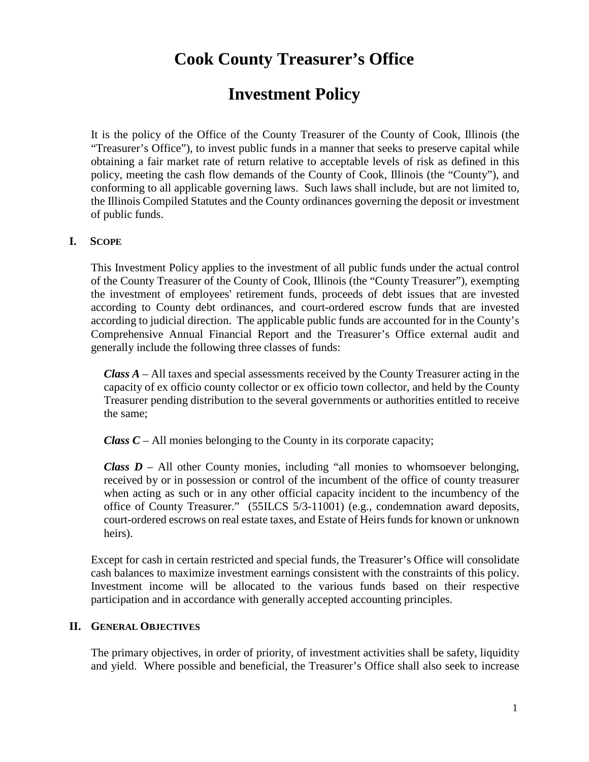# Cook County Treasurer's Office

# Investment Policy

It is the policy of the Office of the County Treasurer of the County of Cook, Illinois (the "Treasurer's Office"), to invest public funds in a manner that seeks to preserve capital while obtaining a fair market rate of return relative to acceptable levels of risk as defined in this policy, meeting the cash flow demands of the County of Cook, Illinois (the "County"), and conforming to all applicable governing laws. Such laws shall include, but are not limited to, the Illinois Compiled Statutes and the County ordinances governing the deposit or investment of public funds.

## I. Scope

This Investment Policy applies to the investment of all public funds under the actual control of the County Treasurer of the County of Cook, Illinois (the "County Treasurer"), exempting the investment of employees' retirement funds, proceeds of debt issues that are invested according to County debt ordinances, and court-ordered escrow funds that are invested according to judicial direction. The applicable public funds are accounted for in the County's Comprehensive Annual Financial Report and the Treasurer's Office external audit and generally include the following three classes of funds:

***Class A*** – All taxes and special assessments received by the County Treasurer acting in the capacity of ex officio county collector or ex officio town collector, and held by the County Treasurer pending distribution to the several governments or authorities entitled to receive the same;

***Class C*** – All monies belonging to the County in its corporate capacity;

***Class D*** – All other County monies, including "all monies to whomsoever belonging, received by or in possession or control of the incumbent of the office of county treasurer when acting as such or in any other official capacity incident to the incumbency of the office of County Treasurer." (55ILCS 5/3-11001) (e.g., condemnation award deposits, court-ordered escrows on real estate taxes, and Estate of Heirs funds for known or unknown heirs).

Except for cash in certain restricted and special funds, the Treasurer's Office will consolidate cash balances to maximize investment earnings consistent with the constraints of this policy. Investment income will be allocated to the various funds based on their respective participation and in accordance with generally accepted accounting principles.

## II. General Objectives

The primary objectives, in order of priority, of investment activities shall be safety, liquidity and yield. Where possible and beneficial, the Treasurer's Office shall also seek to increase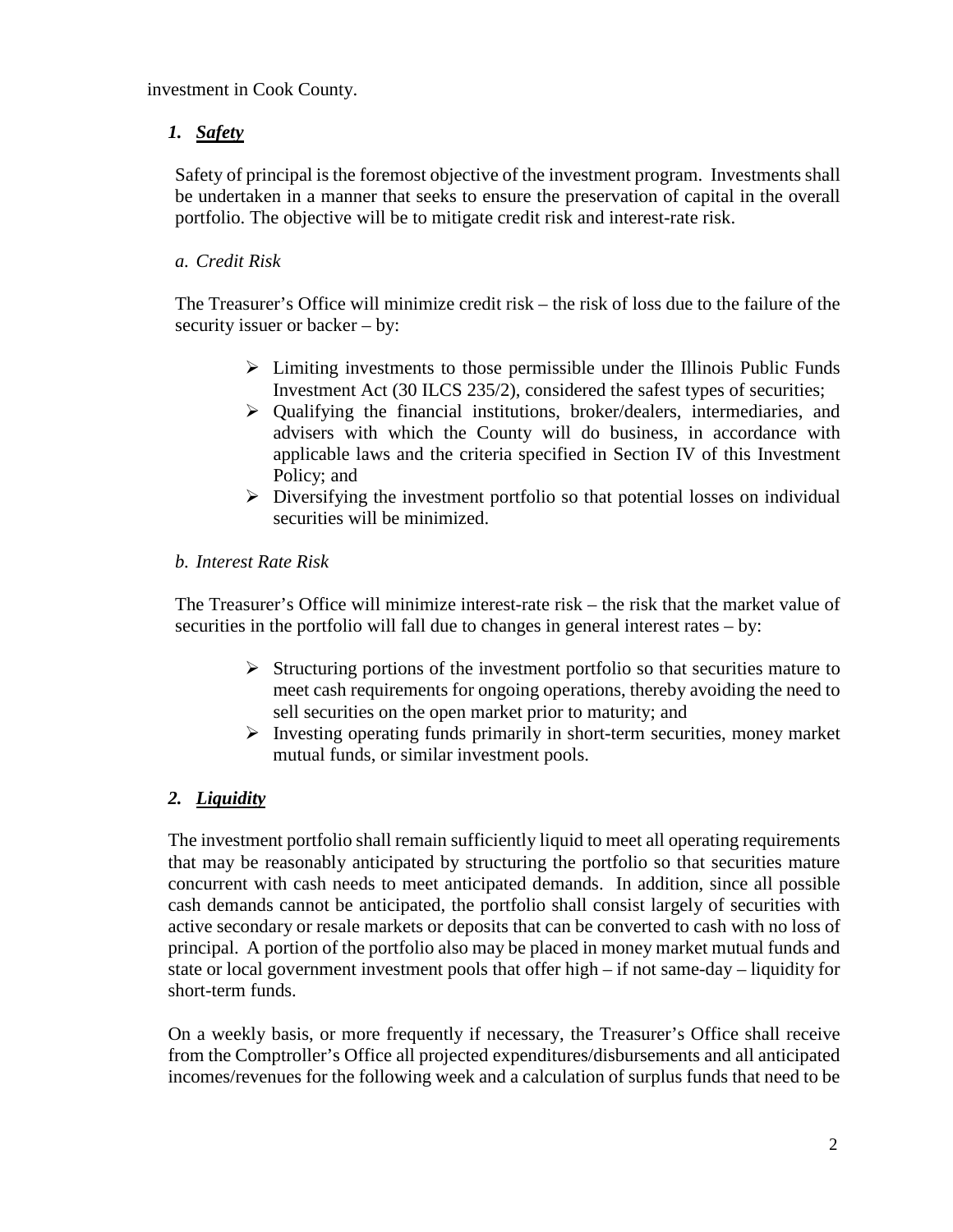investment in Cook County.

### *1. Safety*

Safety of principal is the foremost objective of the investment program. Investments shall be undertaken in a manner that seeks to ensure the preservation of capital in the overall portfolio. The objective will be to mitigate credit risk and interest-rate risk.

*a. Credit Risk*

The Treasurer's Office will minimize credit risk – the risk of loss due to the failure of the security issuer or backer – by:

- Limiting investments to those permissible under the Illinois Public Funds Investment Act (30 ILCS 235/2), considered the safest types of securities;
- Qualifying the financial institutions, broker/dealers, intermediaries, and advisers with which the County will do business, in accordance with applicable laws and the criteria specified in Section IV of this Investment Policy; and
- Diversifying the investment portfolio so that potential losses on individual securities will be minimized.

*b. Interest Rate Risk*

The Treasurer's Office will minimize interest-rate risk – the risk that the market value of securities in the portfolio will fall due to changes in general interest rates – by:

- Structuring portions of the investment portfolio so that securities mature to meet cash requirements for ongoing operations, thereby avoiding the need to sell securities on the open market prior to maturity; and
- Investing operating funds primarily in short-term securities, money market mutual funds, or similar investment pools.

### *2. Liquidity*

The investment portfolio shall remain sufficiently liquid to meet all operating requirements that may be reasonably anticipated by structuring the portfolio so that securities mature concurrent with cash needs to meet anticipated demands. In addition, since all possible cash demands cannot be anticipated, the portfolio shall consist largely of securities with active secondary or resale markets or deposits that can be converted to cash with no loss of principal. A portion of the portfolio also may be placed in money market mutual funds and state or local government investment pools that offer high – if not same-day – liquidity for short-term funds.

On a weekly basis, or more frequently if necessary, the Treasurer's Office shall receive from the Comptroller's Office all projected expenditures/disbursements and all anticipated incomes/revenues for the following week and a calculation of surplus funds that need to be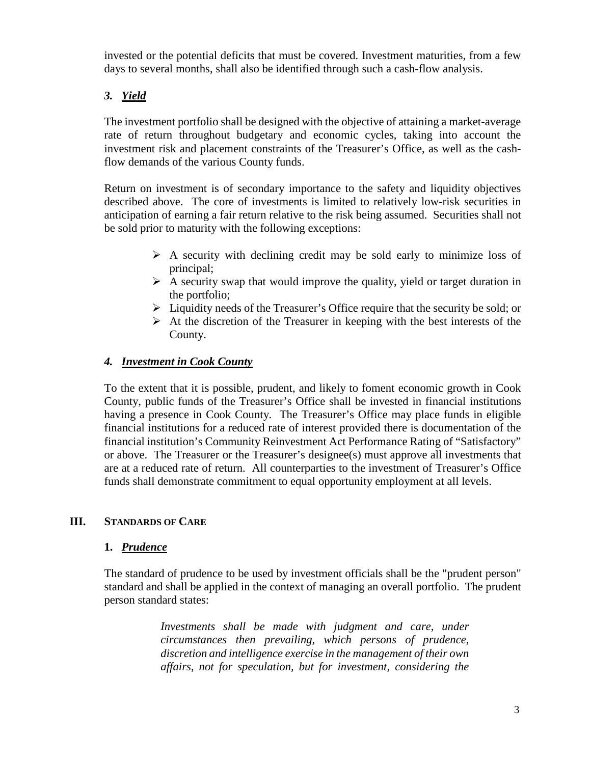invested or the potential deficits that must be covered. Investment maturities, from a few days to several months, shall also be identified through such a cash-flow analysis.

### *3. Yield*

The investment portfolio shall be designed with the objective of attaining a market-average rate of return throughout budgetary and economic cycles, taking into account the investment risk and placement constraints of the Treasurer's Office, as well as the cash-flow demands of the various County funds.

Return on investment is of secondary importance to the safety and liquidity objectives described above. The core of investments is limited to relatively low-risk securities in anticipation of earning a fair return relative to the risk being assumed. Securities shall not be sold prior to maturity with the following exceptions:

- A security with declining credit may be sold early to minimize loss of principal;
- A security swap that would improve the quality, yield or target duration in the portfolio;
- Liquidity needs of the Treasurer's Office require that the security be sold; or
- At the discretion of the Treasurer in keeping with the best interests of the County.

### *4. Investment in Cook County*

To the extent that it is possible, prudent, and likely to foment economic growth in Cook County, public funds of the Treasurer's Office shall be invested in financial institutions having a presence in Cook County. The Treasurer's Office may place funds in eligible financial institutions for a reduced rate of interest provided there is documentation of the financial institution's Community Reinvestment Act Performance Rating of "Satisfactory" or above. The Treasurer or the Treasurer's designee(s) must approve all investments that are at a reduced rate of return. All counterparties to the investment of Treasurer's Office funds shall demonstrate commitment to equal opportunity employment at all levels.

## III. STANDARDS OF CARE

### 1. *Prudence*

The standard of prudence to be used by investment officials shall be the "prudent person" standard and shall be applied in the context of managing an overall portfolio. The prudent person standard states:

> *Investments shall be made with judgment and care, under circumstances then prevailing, which persons of prudence, discretion and intelligence exercise in the management of their own affairs, not for speculation, but for investment, considering the*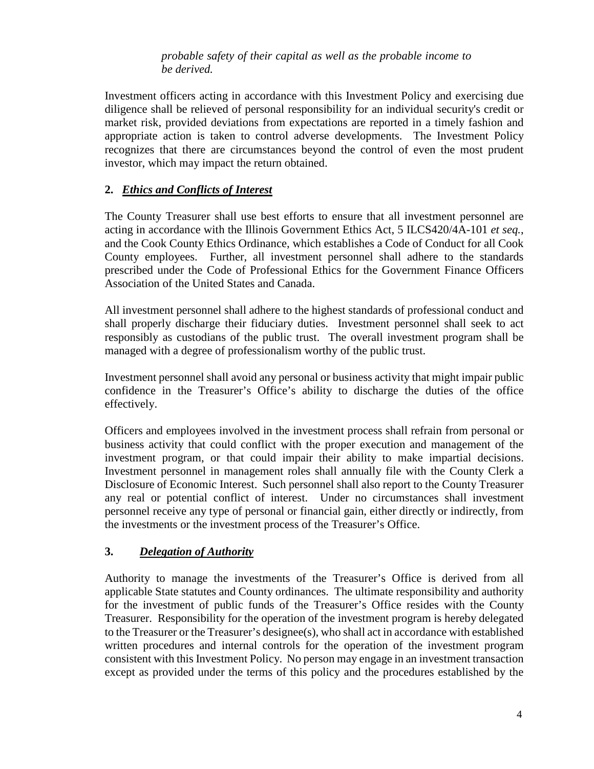*probable safety of their capital as well as the probable income to be derived.*

Investment officers acting in accordance with this Investment Policy and exercising due diligence shall be relieved of personal responsibility for an individual security's credit or market risk, provided deviations from expectations are reported in a timely fashion and appropriate action is taken to control adverse developments. The Investment Policy recognizes that there are circumstances beyond the control of even the most prudent investor, which may impact the return obtained.

**2. *Ethics and Conflicts of Interest***

The County Treasurer shall use best efforts to ensure that all investment personnel are acting in accordance with the Illinois Government Ethics Act, 5 ILCS420/4A-101 *et seq.*, and the Cook County Ethics Ordinance, which establishes a Code of Conduct for all Cook County employees. Further, all investment personnel shall adhere to the standards prescribed under the Code of Professional Ethics for the Government Finance Officers Association of the United States and Canada.

All investment personnel shall adhere to the highest standards of professional conduct and shall properly discharge their fiduciary duties. Investment personnel shall seek to act responsibly as custodians of the public trust. The overall investment program shall be managed with a degree of professionalism worthy of the public trust.

Investment personnel shall avoid any personal or business activity that might impair public confidence in the Treasurer's Office's ability to discharge the duties of the office effectively.

Officers and employees involved in the investment process shall refrain from personal or business activity that could conflict with the proper execution and management of the investment program, or that could impair their ability to make impartial decisions. Investment personnel in management roles shall annually file with the County Clerk a Disclosure of Economic Interest. Such personnel shall also report to the County Treasurer any real or potential conflict of interest. Under no circumstances shall investment personnel receive any type of personal or financial gain, either directly or indirectly, from the investments or the investment process of the Treasurer's Office.

**3. *Delegation of Authority***

Authority to manage the investments of the Treasurer's Office is derived from all applicable State statutes and County ordinances. The ultimate responsibility and authority for the investment of public funds of the Treasurer's Office resides with the County Treasurer. Responsibility for the operation of the investment program is hereby delegated to the Treasurer or the Treasurer's designee(s), who shall act in accordance with established written procedures and internal controls for the operation of the investment program consistent with this Investment Policy. No person may engage in an investment transaction except as provided under the terms of this policy and the procedures established by the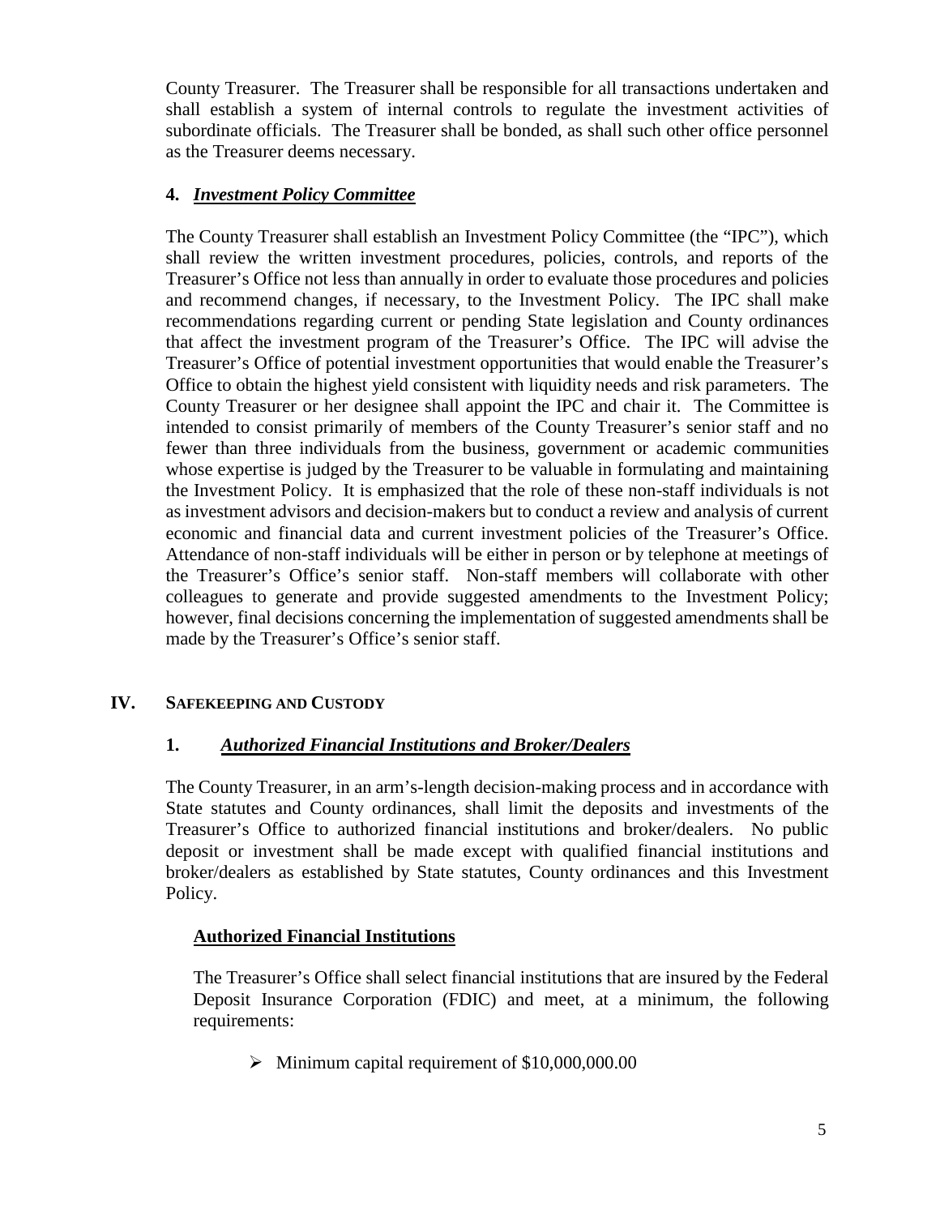County Treasurer. The Treasurer shall be responsible for all transactions undertaken and shall establish a system of internal controls to regulate the investment activities of subordinate officials. The Treasurer shall be bonded, as shall such other office personnel as the Treasurer deems necessary.

**4. *Investment Policy Committee***

The County Treasurer shall establish an Investment Policy Committee (the "IPC"), which shall review the written investment procedures, policies, controls, and reports of the Treasurer's Office not less than annually in order to evaluate those procedures and policies and recommend changes, if necessary, to the Investment Policy. The IPC shall make recommendations regarding current or pending State legislation and County ordinances that affect the investment program of the Treasurer's Office. The IPC will advise the Treasurer's Office of potential investment opportunities that would enable the Treasurer's Office to obtain the highest yield consistent with liquidity needs and risk parameters. The County Treasurer or her designee shall appoint the IPC and chair it. The Committee is intended to consist primarily of members of the County Treasurer's senior staff and no fewer than three individuals from the business, government or academic communities whose expertise is judged by the Treasurer to be valuable in formulating and maintaining the Investment Policy. It is emphasized that the role of these non-staff individuals is not as investment advisors and decision-makers but to conduct a review and analysis of current economic and financial data and current investment policies of the Treasurer's Office. Attendance of non-staff individuals will be either in person or by telephone at meetings of the Treasurer's Office's senior staff. Non-staff members will collaborate with other colleagues to generate and provide suggested amendments to the Investment Policy; however, final decisions concerning the implementation of suggested amendments shall be made by the Treasurer's Office's senior staff.

## IV. SAFEKEEPING AND CUSTODY

**1. *Authorized Financial Institutions and Broker/Dealers***

The County Treasurer, in an arm's-length decision-making process and in accordance with State statutes and County ordinances, shall limit the deposits and investments of the Treasurer's Office to authorized financial institutions and broker/dealers. No public deposit or investment shall be made except with qualified financial institutions and broker/dealers as established by State statutes, County ordinances and this Investment Policy.

**Authorized Financial Institutions**

The Treasurer's Office shall select financial institutions that are insured by the Federal Deposit Insurance Corporation (FDIC) and meet, at a minimum, the following requirements:

- Minimum capital requirement of $10,000,000.00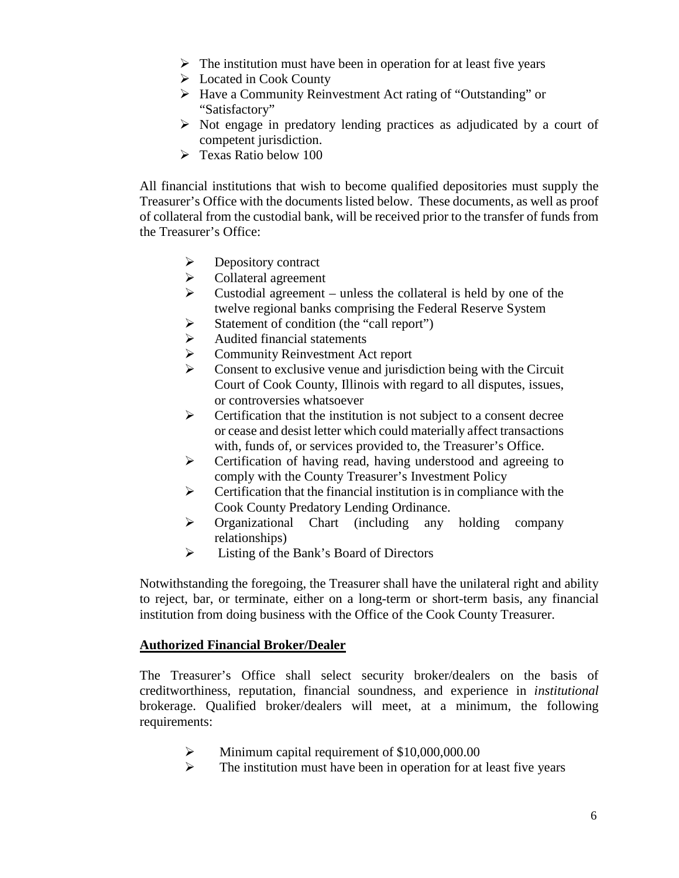- The institution must have been in operation for at least five years
- Located in Cook County
- Have a Community Reinvestment Act rating of "Outstanding" or "Satisfactory"
- Not engage in predatory lending practices as adjudicated by a court of competent jurisdiction.
- Texas Ratio below 100

All financial institutions that wish to become qualified depositories must supply the Treasurer's Office with the documents listed below. These documents, as well as proof of collateral from the custodial bank, will be received prior to the transfer of funds from the Treasurer's Office:

- Depository contract
- Collateral agreement
- Custodial agreement – unless the collateral is held by one of the twelve regional banks comprising the Federal Reserve System
- Statement of condition (the "call report")
- Audited financial statements
- Community Reinvestment Act report
- Consent to exclusive venue and jurisdiction being with the Circuit Court of Cook County, Illinois with regard to all disputes, issues, or controversies whatsoever
- Certification that the institution is not subject to a consent decree or cease and desist letter which could materially affect transactions with, funds of, or services provided to, the Treasurer's Office.
- Certification of having read, having understood and agreeing to comply with the County Treasurer's Investment Policy
- Certification that the financial institution is in compliance with the Cook County Predatory Lending Ordinance.
- Organizational Chart (including any holding company relationships)
- Listing of the Bank's Board of Directors

Notwithstanding the foregoing, the Treasurer shall have the unilateral right and ability to reject, bar, or terminate, either on a long-term or short-term basis, any financial institution from doing business with the Office of the Cook County Treasurer.

**Authorized Financial Broker/Dealer**

The Treasurer's Office shall select security broker/dealers on the basis of creditworthiness, reputation, financial soundness, and experience in *institutional* brokerage. Qualified broker/dealers will meet, at a minimum, the following requirements:

- Minimum capital requirement of $10,000,000.00
- The institution must have been in operation for at least five years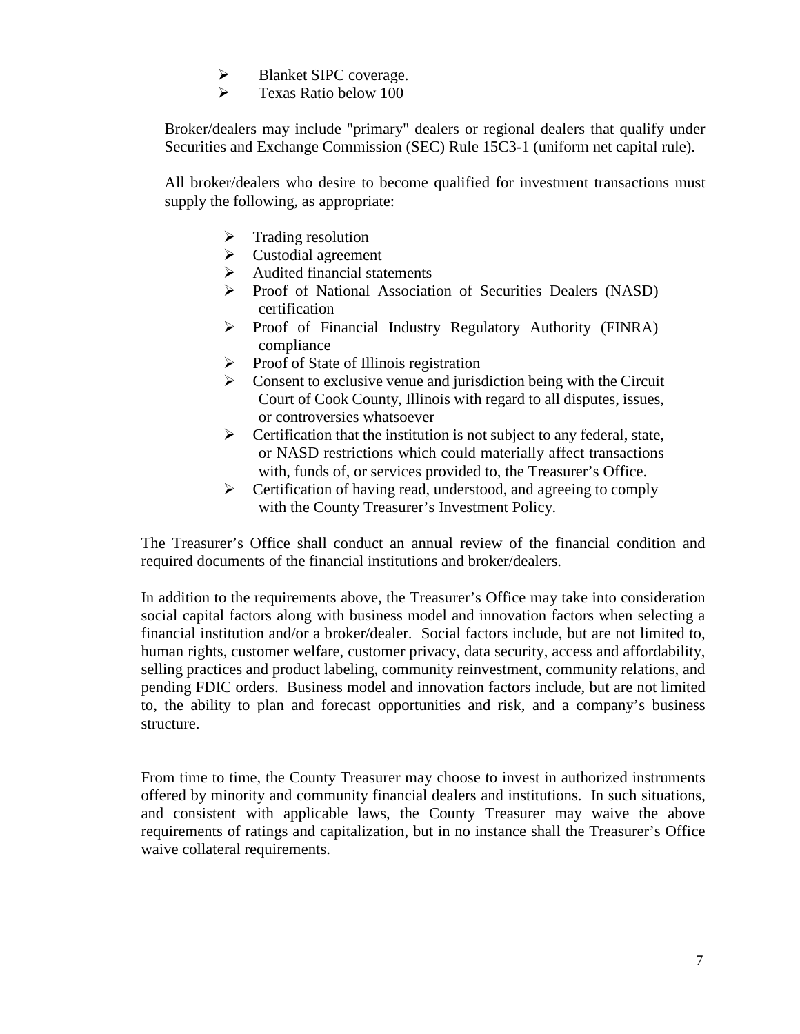- Blanket SIPC coverage.
- Texas Ratio below 100

Broker/dealers may include "primary" dealers or regional dealers that qualify under Securities and Exchange Commission (SEC) Rule 15C3-1 (uniform net capital rule).

All broker/dealers who desire to become qualified for investment transactions must supply the following, as appropriate:

- Trading resolution
- Custodial agreement
- Audited financial statements
- Proof of National Association of Securities Dealers (NASD) certification
- Proof of Financial Industry Regulatory Authority (FINRA) compliance
- Proof of State of Illinois registration
- Consent to exclusive venue and jurisdiction being with the Circuit Court of Cook County, Illinois with regard to all disputes, issues, or controversies whatsoever
- Certification that the institution is not subject to any federal, state, or NASD restrictions which could materially affect transactions with, funds of, or services provided to, the Treasurer's Office.
- Certification of having read, understood, and agreeing to comply with the County Treasurer's Investment Policy.

The Treasurer's Office shall conduct an annual review of the financial condition and required documents of the financial institutions and broker/dealers.

In addition to the requirements above, the Treasurer's Office may take into consideration social capital factors along with business model and innovation factors when selecting a financial institution and/or a broker/dealer. Social factors include, but are not limited to, human rights, customer welfare, customer privacy, data security, access and affordability, selling practices and product labeling, community reinvestment, community relations, and pending FDIC orders. Business model and innovation factors include, but are not limited to, the ability to plan and forecast opportunities and risk, and a company's business structure.

From time to time, the County Treasurer may choose to invest in authorized instruments offered by minority and community financial dealers and institutions. In such situations, and consistent with applicable laws, the County Treasurer may waive the above requirements of ratings and capitalization, but in no instance shall the Treasurer's Office waive collateral requirements.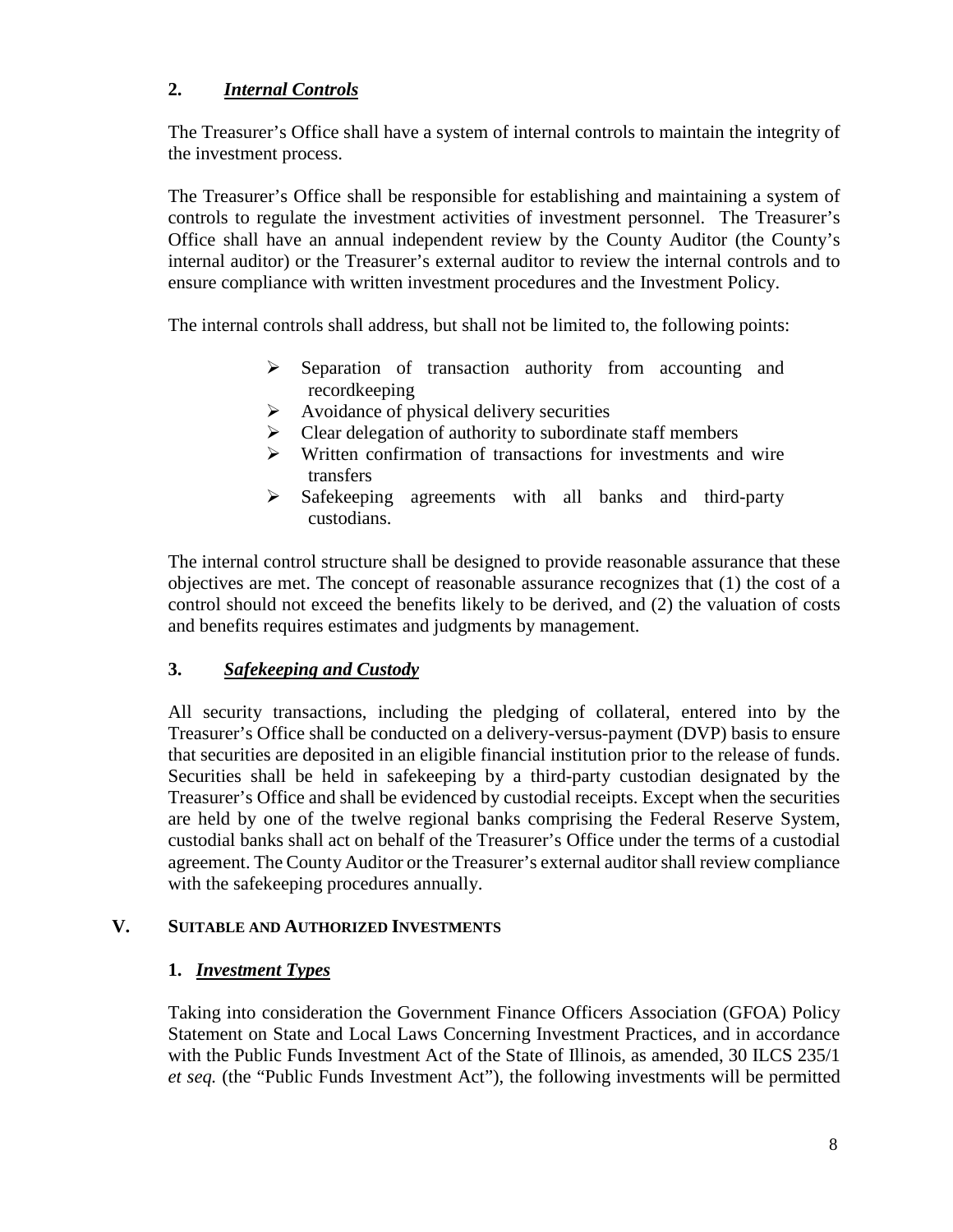### 2. ***Internal Controls***

The Treasurer's Office shall have a system of internal controls to maintain the integrity of the investment process.

The Treasurer's Office shall be responsible for establishing and maintaining a system of controls to regulate the investment activities of investment personnel. The Treasurer's Office shall have an annual independent review by the County Auditor (the County's internal auditor) or the Treasurer's external auditor to review the internal controls and to ensure compliance with written investment procedures and the Investment Policy.

The internal controls shall address, but shall not be limited to, the following points:

- Separation of transaction authority from accounting and recordkeeping
- Avoidance of physical delivery securities
- Clear delegation of authority to subordinate staff members
- Written confirmation of transactions for investments and wire transfers
- Safekeeping agreements with all banks and third-party custodians.

The internal control structure shall be designed to provide reasonable assurance that these objectives are met. The concept of reasonable assurance recognizes that (1) the cost of a control should not exceed the benefits likely to be derived, and (2) the valuation of costs and benefits requires estimates and judgments by management.

### 3. ***Safekeeping and Custody***

All security transactions, including the pledging of collateral, entered into by the Treasurer's Office shall be conducted on a delivery-versus-payment (DVP) basis to ensure that securities are deposited in an eligible financial institution prior to the release of funds. Securities shall be held in safekeeping by a third-party custodian designated by the Treasurer's Office and shall be evidenced by custodial receipts. Except when the securities are held by one of the twelve regional banks comprising the Federal Reserve System, custodial banks shall act on behalf of the Treasurer's Office under the terms of a custodial agreement. The County Auditor or the Treasurer's external auditor shall review compliance with the safekeeping procedures annually.

## V. SUITABLE AND AUTHORIZED INVESTMENTS

### 1. ***Investment Types***

Taking into consideration the Government Finance Officers Association (GFOA) Policy Statement on State and Local Laws Concerning Investment Practices, and in accordance with the Public Funds Investment Act of the State of Illinois, as amended, 30 ILCS 235/1 *et seq.* (the "Public Funds Investment Act"), the following investments will be permitted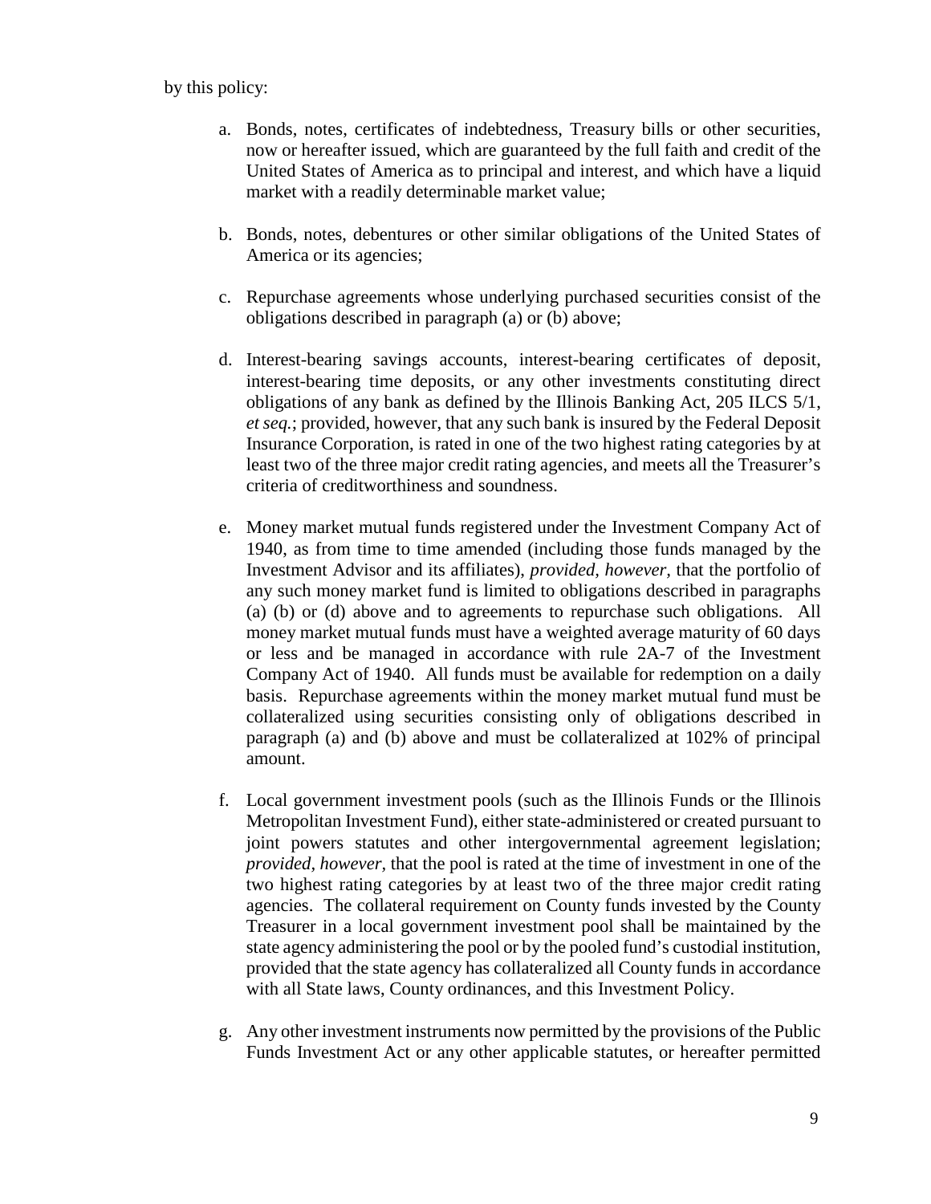by this policy:

a. Bonds, notes, certificates of indebtedness, Treasury bills or other securities, now or hereafter issued, which are guaranteed by the full faith and credit of the United States of America as to principal and interest, and which have a liquid market with a readily determinable market value;

b. Bonds, notes, debentures or other similar obligations of the United States of America or its agencies;

c. Repurchase agreements whose underlying purchased securities consist of the obligations described in paragraph (a) or (b) above;

d. Interest-bearing savings accounts, interest-bearing certificates of deposit, interest-bearing time deposits, or any other investments constituting direct obligations of any bank as defined by the Illinois Banking Act, 205 ILCS 5/1, *et seq.*; provided, however, that any such bank is insured by the Federal Deposit Insurance Corporation, is rated in one of the two highest rating categories by at least two of the three major credit rating agencies, and meets all the Treasurer's criteria of creditworthiness and soundness.

e. Money market mutual funds registered under the Investment Company Act of 1940, as from time to time amended (including those funds managed by the Investment Advisor and its affiliates), *provided, however,* that the portfolio of any such money market fund is limited to obligations described in paragraphs (a) (b) or (d) above and to agreements to repurchase such obligations. All money market mutual funds must have a weighted average maturity of 60 days or less and be managed in accordance with rule 2A-7 of the Investment Company Act of 1940. All funds must be available for redemption on a daily basis. Repurchase agreements within the money market mutual fund must be collateralized using securities consisting only of obligations described in paragraph (a) and (b) above and must be collateralized at 102% of principal amount.

f. Local government investment pools (such as the Illinois Funds or the Illinois Metropolitan Investment Fund), either state-administered or created pursuant to joint powers statutes and other intergovernmental agreement legislation; *provided, however,* that the pool is rated at the time of investment in one of the two highest rating categories by at least two of the three major credit rating agencies. The collateral requirement on County funds invested by the County Treasurer in a local government investment pool shall be maintained by the state agency administering the pool or by the pooled fund's custodial institution, provided that the state agency has collateralized all County funds in accordance with all State laws, County ordinances, and this Investment Policy.

g. Any other investment instruments now permitted by the provisions of the Public Funds Investment Act or any other applicable statutes, or hereafter permitted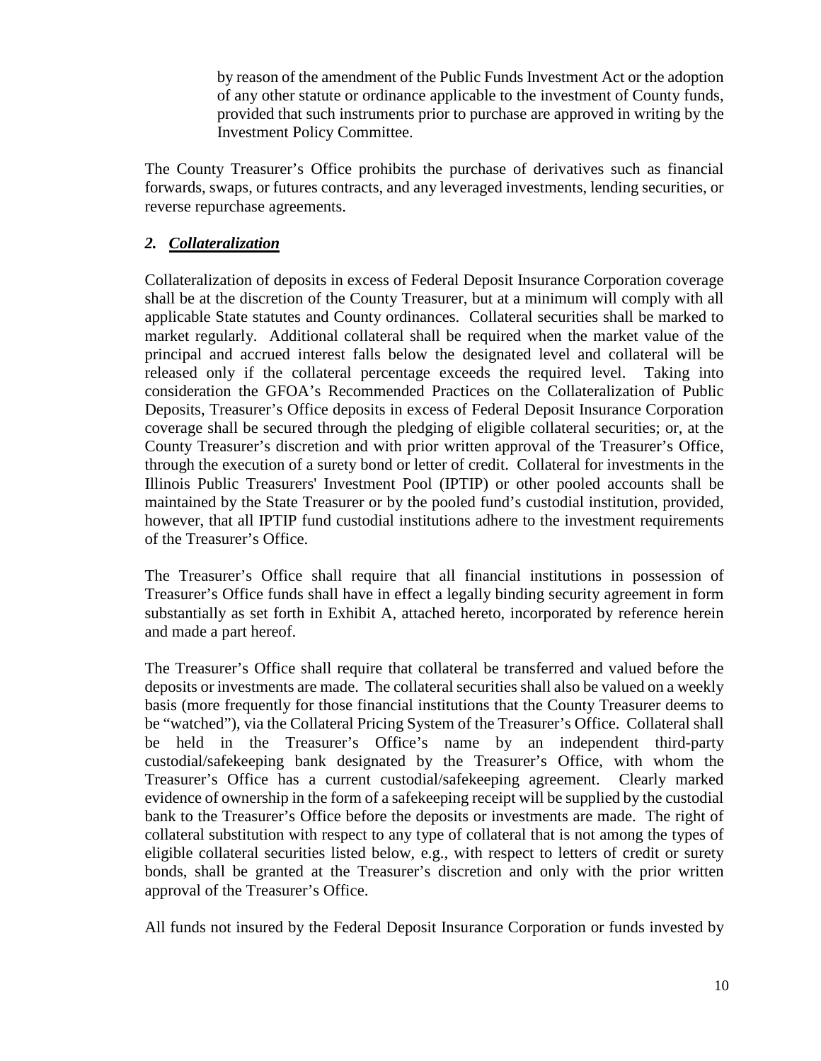by reason of the amendment of the Public Funds Investment Act or the adoption of any other statute or ordinance applicable to the investment of County funds, provided that such instruments prior to purchase are approved in writing by the Investment Policy Committee.

The County Treasurer's Office prohibits the purchase of derivatives such as financial forwards, swaps, or futures contracts, and any leveraged investments, lending securities, or reverse repurchase agreements.

### *2. Collateralization*

Collateralization of deposits in excess of Federal Deposit Insurance Corporation coverage shall be at the discretion of the County Treasurer, but at a minimum will comply with all applicable State statutes and County ordinances. Collateral securities shall be marked to market regularly. Additional collateral shall be required when the market value of the principal and accrued interest falls below the designated level and collateral will be released only if the collateral percentage exceeds the required level. Taking into consideration the GFOA's Recommended Practices on the Collateralization of Public Deposits, Treasurer's Office deposits in excess of Federal Deposit Insurance Corporation coverage shall be secured through the pledging of eligible collateral securities; or, at the County Treasurer's discretion and with prior written approval of the Treasurer's Office, through the execution of a surety bond or letter of credit. Collateral for investments in the Illinois Public Treasurers' Investment Pool (IPTIP) or other pooled accounts shall be maintained by the State Treasurer or by the pooled fund's custodial institution, provided, however, that all IPTIP fund custodial institutions adhere to the investment requirements of the Treasurer's Office.

The Treasurer's Office shall require that all financial institutions in possession of Treasurer's Office funds shall have in effect a legally binding security agreement in form substantially as set forth in Exhibit A, attached hereto, incorporated by reference herein and made a part hereof.

The Treasurer's Office shall require that collateral be transferred and valued before the deposits or investments are made. The collateral securities shall also be valued on a weekly basis (more frequently for those financial institutions that the County Treasurer deems to be "watched"), via the Collateral Pricing System of the Treasurer's Office. Collateral shall be held in the Treasurer's Office's name by an independent third-party custodial/safekeeping bank designated by the Treasurer's Office, with whom the Treasurer's Office has a current custodial/safekeeping agreement. Clearly marked evidence of ownership in the form of a safekeeping receipt will be supplied by the custodial bank to the Treasurer's Office before the deposits or investments are made. The right of collateral substitution with respect to any type of collateral that is not among the types of eligible collateral securities listed below, e.g., with respect to letters of credit or surety bonds, shall be granted at the Treasurer's discretion and only with the prior written approval of the Treasurer's Office.

All funds not insured by the Federal Deposit Insurance Corporation or funds invested by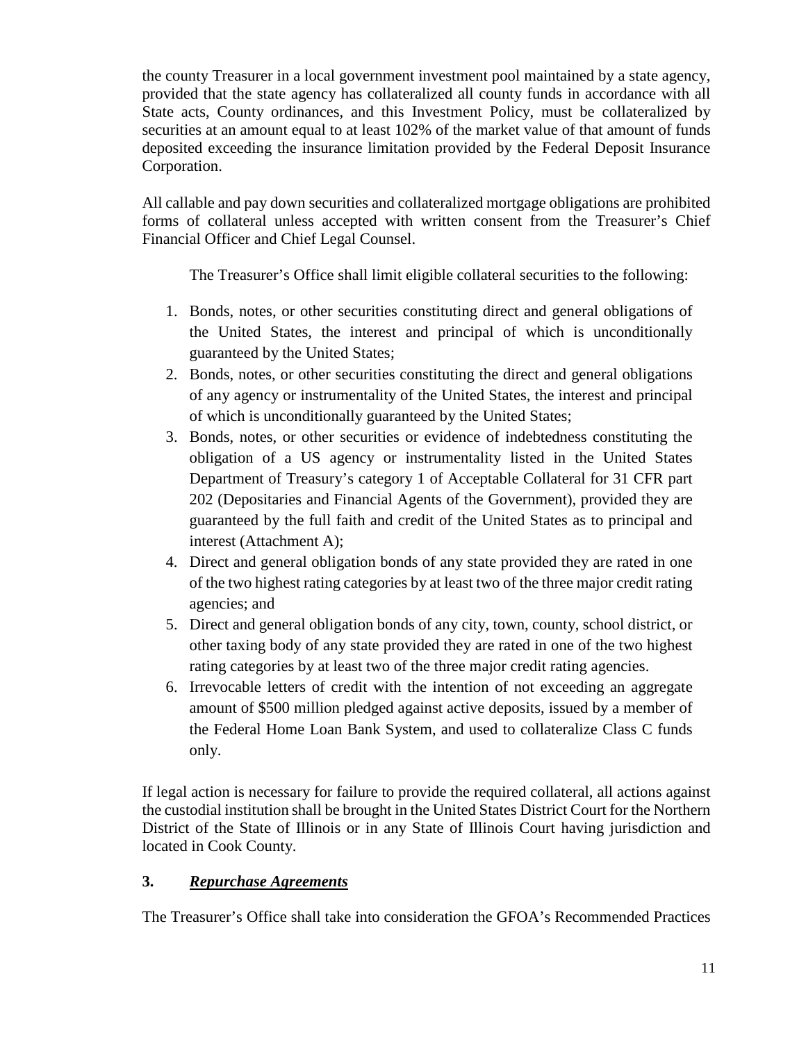the county Treasurer in a local government investment pool maintained by a state agency, provided that the state agency has collateralized all county funds in accordance with all State acts, County ordinances, and this Investment Policy, must be collateralized by securities at an amount equal to at least 102% of the market value of that amount of funds deposited exceeding the insurance limitation provided by the Federal Deposit Insurance Corporation.

All callable and pay down securities and collateralized mortgage obligations are prohibited forms of collateral unless accepted with written consent from the Treasurer's Chief Financial Officer and Chief Legal Counsel.

The Treasurer's Office shall limit eligible collateral securities to the following:

1. Bonds, notes, or other securities constituting direct and general obligations of the United States, the interest and principal of which is unconditionally guaranteed by the United States;
2. Bonds, notes, or other securities constituting the direct and general obligations of any agency or instrumentality of the United States, the interest and principal of which is unconditionally guaranteed by the United States;
3. Bonds, notes, or other securities or evidence of indebtedness constituting the obligation of a US agency or instrumentality listed in the United States Department of Treasury's category 1 of Acceptable Collateral for 31 CFR part 202 (Depositaries and Financial Agents of the Government), provided they are guaranteed by the full faith and credit of the United States as to principal and interest (Attachment A);
4. Direct and general obligation bonds of any state provided they are rated in one of the two highest rating categories by at least two of the three major credit rating agencies; and
5. Direct and general obligation bonds of any city, town, county, school district, or other taxing body of any state provided they are rated in one of the two highest rating categories by at least two of the three major credit rating agencies.
6. Irrevocable letters of credit with the intention of not exceeding an aggregate amount of $500 million pledged against active deposits, issued by a member of the Federal Home Loan Bank System, and used to collateralize Class C funds only.

If legal action is necessary for failure to provide the required collateral, all actions against the custodial institution shall be brought in the United States District Court for the Northern District of the State of Illinois or in any State of Illinois Court having jurisdiction and located in Cook County.

### 3. ***Repurchase Agreements***

The Treasurer's Office shall take into consideration the GFOA's Recommended Practices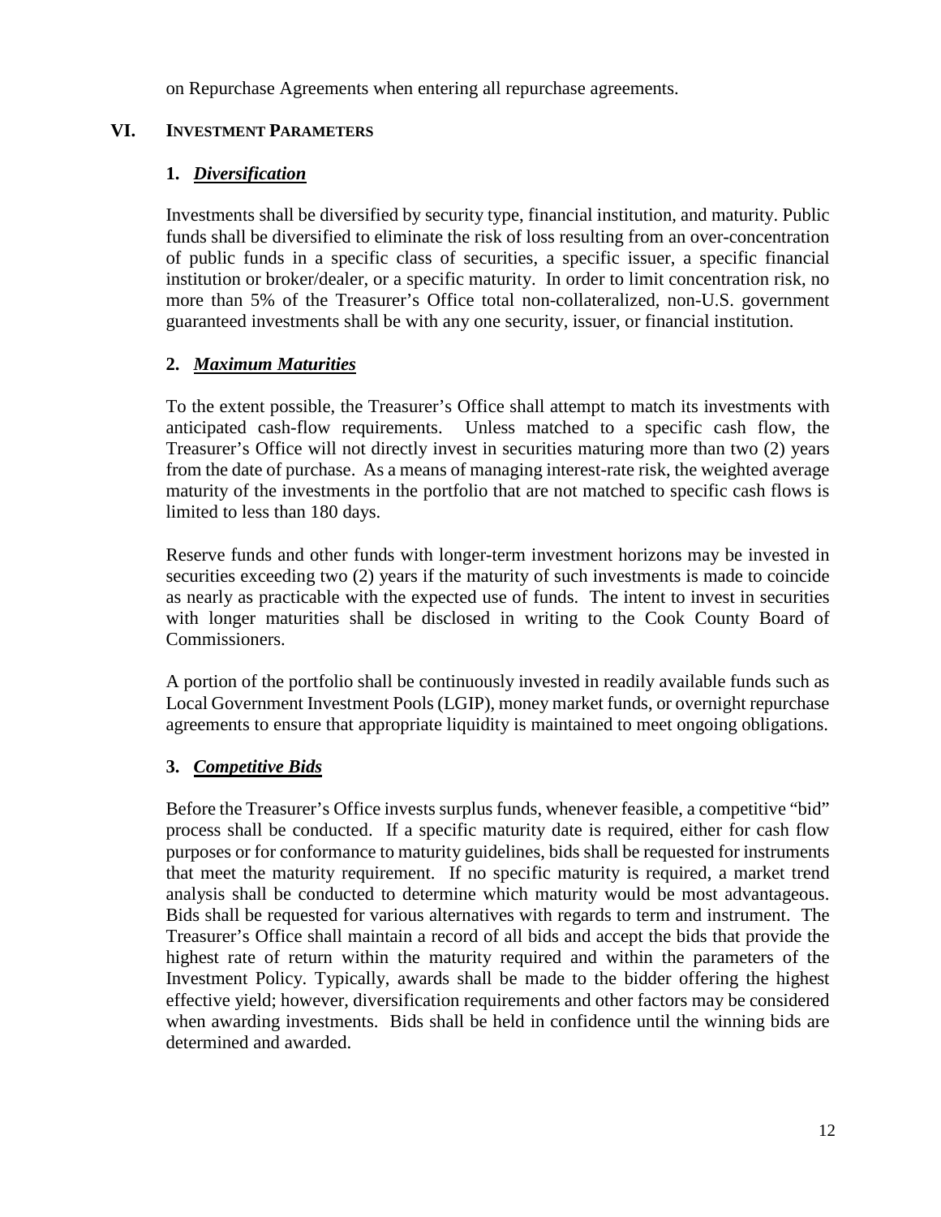on Repurchase Agreements when entering all repurchase agreements.

## VI. INVESTMENT PARAMETERS

### 1. ***Diversification***

Investments shall be diversified by security type, financial institution, and maturity. Public funds shall be diversified to eliminate the risk of loss resulting from an over-concentration of public funds in a specific class of securities, a specific issuer, a specific financial institution or broker/dealer, or a specific maturity. In order to limit concentration risk, no more than 5% of the Treasurer's Office total non-collateralized, non-U.S. government guaranteed investments shall be with any one security, issuer, or financial institution.

### 2. ***Maximum Maturities***

To the extent possible, the Treasurer's Office shall attempt to match its investments with anticipated cash-flow requirements. Unless matched to a specific cash flow, the Treasurer's Office will not directly invest in securities maturing more than two (2) years from the date of purchase. As a means of managing interest-rate risk, the weighted average maturity of the investments in the portfolio that are not matched to specific cash flows is limited to less than 180 days.

Reserve funds and other funds with longer-term investment horizons may be invested in securities exceeding two (2) years if the maturity of such investments is made to coincide as nearly as practicable with the expected use of funds. The intent to invest in securities with longer maturities shall be disclosed in writing to the Cook County Board of Commissioners.

A portion of the portfolio shall be continuously invested in readily available funds such as Local Government Investment Pools (LGIP), money market funds, or overnight repurchase agreements to ensure that appropriate liquidity is maintained to meet ongoing obligations.

### 3. ***Competitive Bids***

Before the Treasurer's Office invests surplus funds, whenever feasible, a competitive "bid" process shall be conducted. If a specific maturity date is required, either for cash flow purposes or for conformance to maturity guidelines, bids shall be requested for instruments that meet the maturity requirement. If no specific maturity is required, a market trend analysis shall be conducted to determine which maturity would be most advantageous. Bids shall be requested for various alternatives with regards to term and instrument. The Treasurer's Office shall maintain a record of all bids and accept the bids that provide the highest rate of return within the maturity required and within the parameters of the Investment Policy. Typically, awards shall be made to the bidder offering the highest effective yield; however, diversification requirements and other factors may be considered when awarding investments. Bids shall be held in confidence until the winning bids are determined and awarded.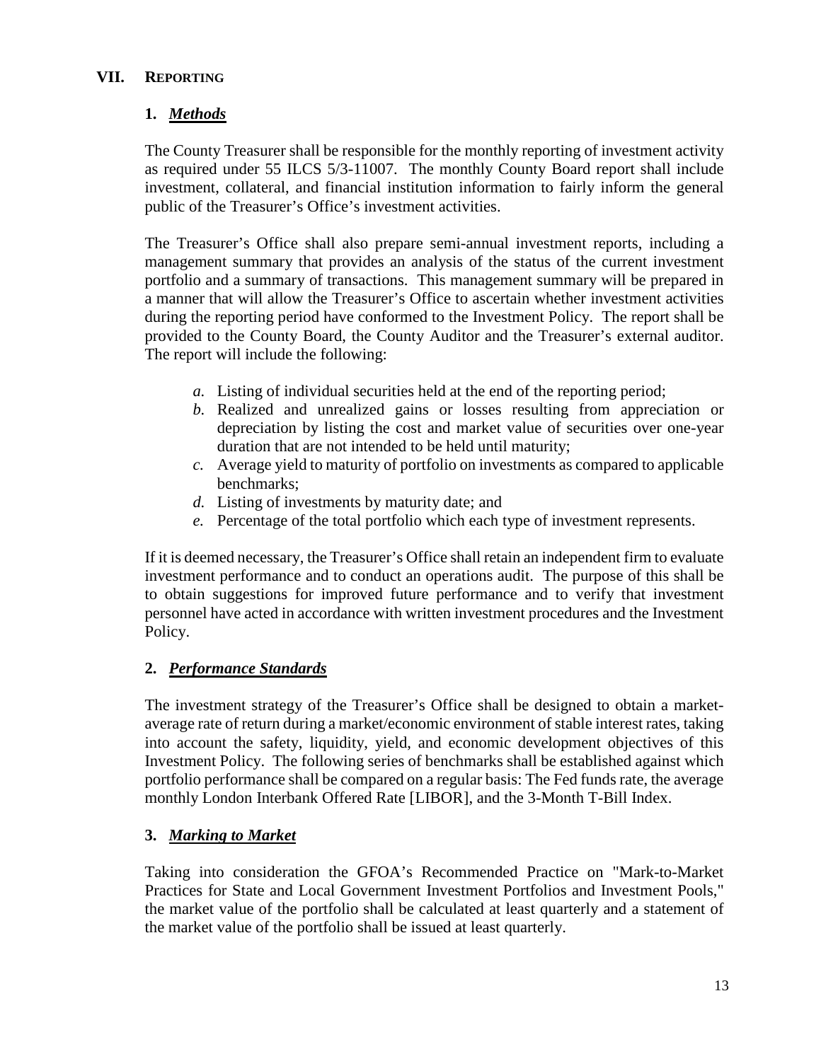## VII. REPORTING

### 1. *Methods*

The County Treasurer shall be responsible for the monthly reporting of investment activity as required under 55 ILCS 5/3-11007. The monthly County Board report shall include investment, collateral, and financial institution information to fairly inform the general public of the Treasurer's Office's investment activities.

The Treasurer's Office shall also prepare semi-annual investment reports, including a management summary that provides an analysis of the status of the current investment portfolio and a summary of transactions. This management summary will be prepared in a manner that will allow the Treasurer's Office to ascertain whether investment activities during the reporting period have conformed to the Investment Policy. The report shall be provided to the County Board, the County Auditor and the Treasurer's external auditor. The report will include the following:

*a.* Listing of individual securities held at the end of the reporting period;

*b.* Realized and unrealized gains or losses resulting from appreciation or depreciation by listing the cost and market value of securities over one-year duration that are not intended to be held until maturity;

*c.* Average yield to maturity of portfolio on investments as compared to applicable benchmarks;

*d.* Listing of investments by maturity date; and

*e.* Percentage of the total portfolio which each type of investment represents.

If it is deemed necessary, the Treasurer's Office shall retain an independent firm to evaluate investment performance and to conduct an operations audit. The purpose of this shall be to obtain suggestions for improved future performance and to verify that investment personnel have acted in accordance with written investment procedures and the Investment Policy.

### 2. *Performance Standards*

The investment strategy of the Treasurer's Office shall be designed to obtain a market-average rate of return during a market/economic environment of stable interest rates, taking into account the safety, liquidity, yield, and economic development objectives of this Investment Policy. The following series of benchmarks shall be established against which portfolio performance shall be compared on a regular basis: The Fed funds rate, the average monthly London Interbank Offered Rate [LIBOR], and the 3-Month T-Bill Index.

### 3. *Marking to Market*

Taking into consideration the GFOA's Recommended Practice on "Mark-to-Market Practices for State and Local Government Investment Portfolios and Investment Pools," the market value of the portfolio shall be calculated at least quarterly and a statement of the market value of the portfolio shall be issued at least quarterly.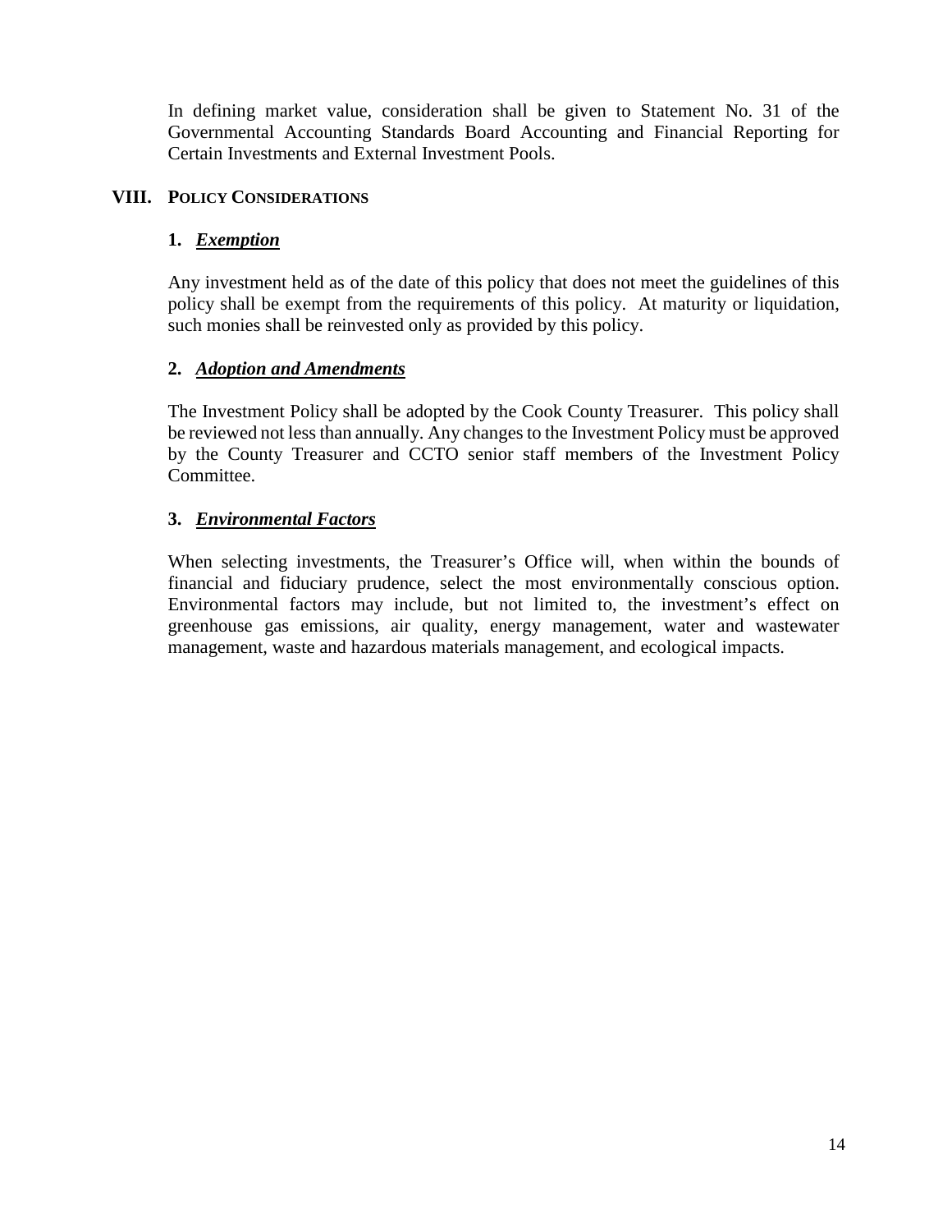In defining market value, consideration shall be given to Statement No. 31 of the Governmental Accounting Standards Board Accounting and Financial Reporting for Certain Investments and External Investment Pools.

## VIII. POLICY CONSIDERATIONS

### 1. ***Exemption***

Any investment held as of the date of this policy that does not meet the guidelines of this policy shall be exempt from the requirements of this policy. At maturity or liquidation, such monies shall be reinvested only as provided by this policy.

### 2. ***Adoption and Amendments***

The Investment Policy shall be adopted by the Cook County Treasurer. This policy shall be reviewed not less than annually. Any changes to the Investment Policy must be approved by the County Treasurer and CCTO senior staff members of the Investment Policy Committee.

### 3. ***Environmental Factors***

When selecting investments, the Treasurer's Office will, when within the bounds of financial and fiduciary prudence, select the most environmentally conscious option. Environmental factors may include, but not limited to, the investment's effect on greenhouse gas emissions, air quality, energy management, water and wastewater management, waste and hazardous materials management, and ecological impacts.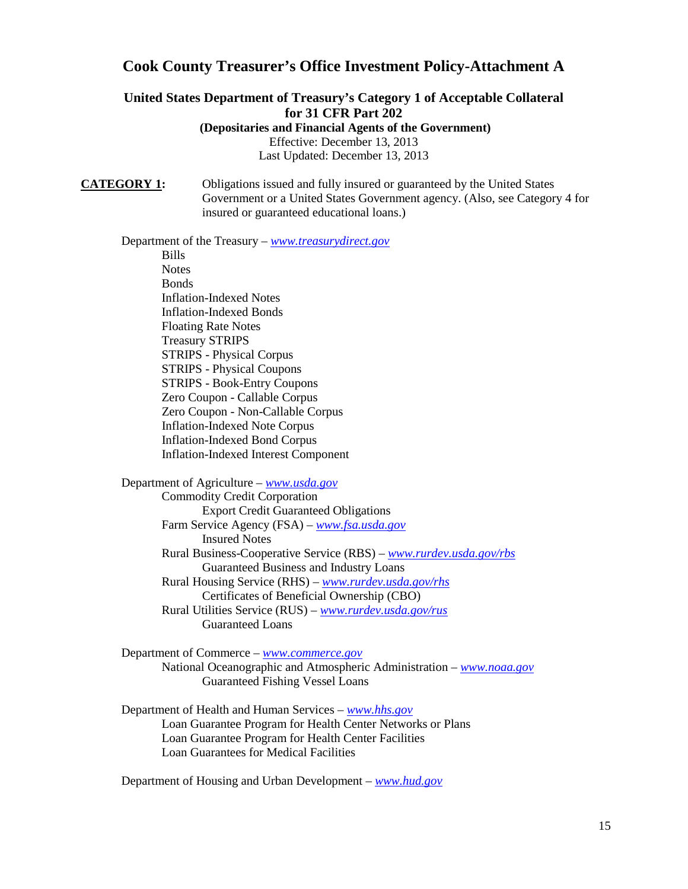# Cook County Treasurer's Office Investment Policy-Attachment A

## United States Department of Treasury's Category 1 of Acceptable Collateral for 31 CFR Part 202

**(Depositaries and Financial Agents of the Government)**

Effective: December 13, 2013

Last Updated: December 13, 2013

**CATEGORY 1:** Obligations issued and fully insured or guaranteed by the United States Government or a United States Government agency. (Also, see Category 4 for insured or guaranteed educational loans.)

Department of the Treasury – *www.treasurydirect.gov*

- Bills
- Notes
- Bonds
- Inflation-Indexed Notes
- Inflation-Indexed Bonds
- Floating Rate Notes
- Treasury STRIPS
- STRIPS - Physical Corpus
- STRIPS - Physical Coupons
- STRIPS - Book-Entry Coupons
- Zero Coupon - Callable Corpus
- Zero Coupon - Non-Callable Corpus
- Inflation-Indexed Note Corpus
- Inflation-Indexed Bond Corpus
- Inflation-Indexed Interest Component

Department of Agriculture – *www.usda.gov*

- Commodity Credit Corporation
  - Export Credit Guaranteed Obligations
- Farm Service Agency (FSA) – *www.fsa.usda.gov*
  - Insured Notes
- Rural Business-Cooperative Service (RBS) – *www.rurdev.usda.gov/rbs*
  - Guaranteed Business and Industry Loans
- Rural Housing Service (RHS) – *www.rurdev.usda.gov/rhs*
  - Certificates of Beneficial Ownership (CBO)
- Rural Utilities Service (RUS) – *www.rurdev.usda.gov/rus*
  - Guaranteed Loans

Department of Commerce – *www.commerce.gov*

- National Oceanographic and Atmospheric Administration – *www.noaa.gov*
  - Guaranteed Fishing Vessel Loans

Department of Health and Human Services – *www.hhs.gov*

- Loan Guarantee Program for Health Center Networks or Plans
- Loan Guarantee Program for Health Center Facilities
- Loan Guarantees for Medical Facilities

Department of Housing and Urban Development – *www.hud.gov*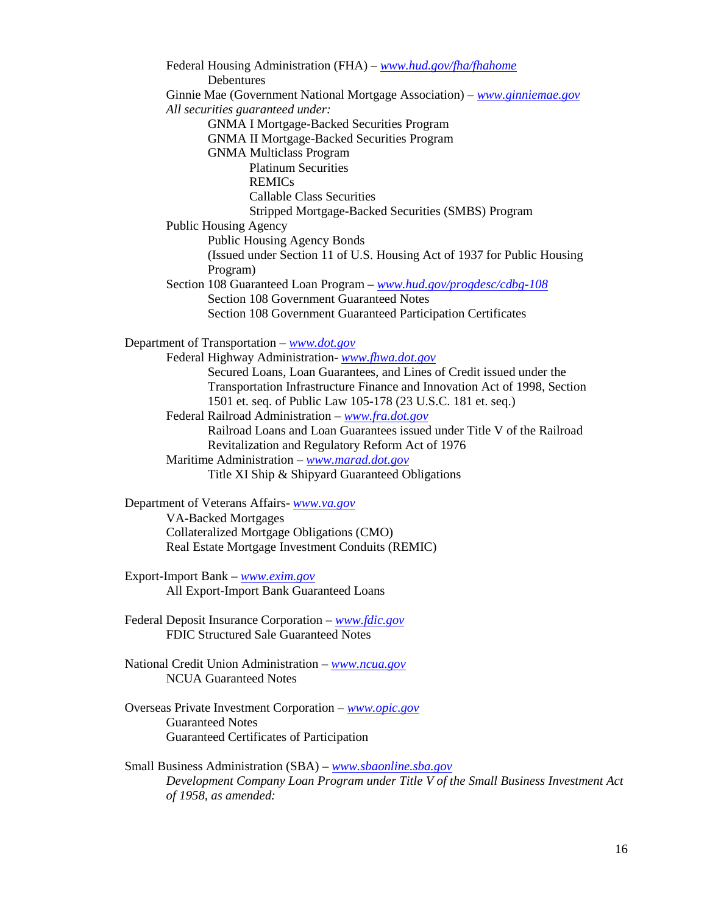Federal Housing Administration (FHA) – *www.hud.gov/fha/fhahome*
- Debentures

Ginnie Mae (Government National Mortgage Association) – *www.ginniemae.gov*

*All securities guaranteed under:*
- GNMA I Mortgage-Backed Securities Program
- GNMA II Mortgage-Backed Securities Program
- GNMA Multiclass Program
  - Platinum Securities
  - REMICs
  - Callable Class Securities
  - Stripped Mortgage-Backed Securities (SMBS) Program

Public Housing Agency
- Public Housing Agency Bonds
  (Issued under Section 11 of U.S. Housing Act of 1937 for Public Housing Program)

Section 108 Guaranteed Loan Program – *www.hud.gov/progdesc/cdbg-108*
- Section 108 Government Guaranteed Notes
- Section 108 Government Guaranteed Participation Certificates

Department of Transportation – *www.dot.gov*
- Federal Highway Administration- *www.fhwa.dot.gov*
  - Secured Loans, Loan Guarantees, and Lines of Credit issued under the Transportation Infrastructure Finance and Innovation Act of 1998, Section 1501 et. seq. of Public Law 105-178 (23 U.S.C. 181 et. seq.)
- Federal Railroad Administration – *www.fra.dot.gov*
  - Railroad Loans and Loan Guarantees issued under Title V of the Railroad Revitalization and Regulatory Reform Act of 1976
- Maritime Administration – *www.marad.dot.gov*
  - Title XI Ship & Shipyard Guaranteed Obligations

Department of Veterans Affairs- *www.va.gov*
- VA-Backed Mortgages
- Collateralized Mortgage Obligations (CMO)
- Real Estate Mortgage Investment Conduits (REMIC)

Export-Import Bank – *www.exim.gov*
- All Export-Import Bank Guaranteed Loans

Federal Deposit Insurance Corporation – *www.fdic.gov*
- FDIC Structured Sale Guaranteed Notes

National Credit Union Administration – *www.ncua.gov*
- NCUA Guaranteed Notes

Overseas Private Investment Corporation – *www.opic.gov*
- Guaranteed Notes
- Guaranteed Certificates of Participation

Small Business Administration (SBA) – *www.sbaonline.sba.gov*

*Development Company Loan Program under Title V of the Small Business Investment Act of 1958, as amended:*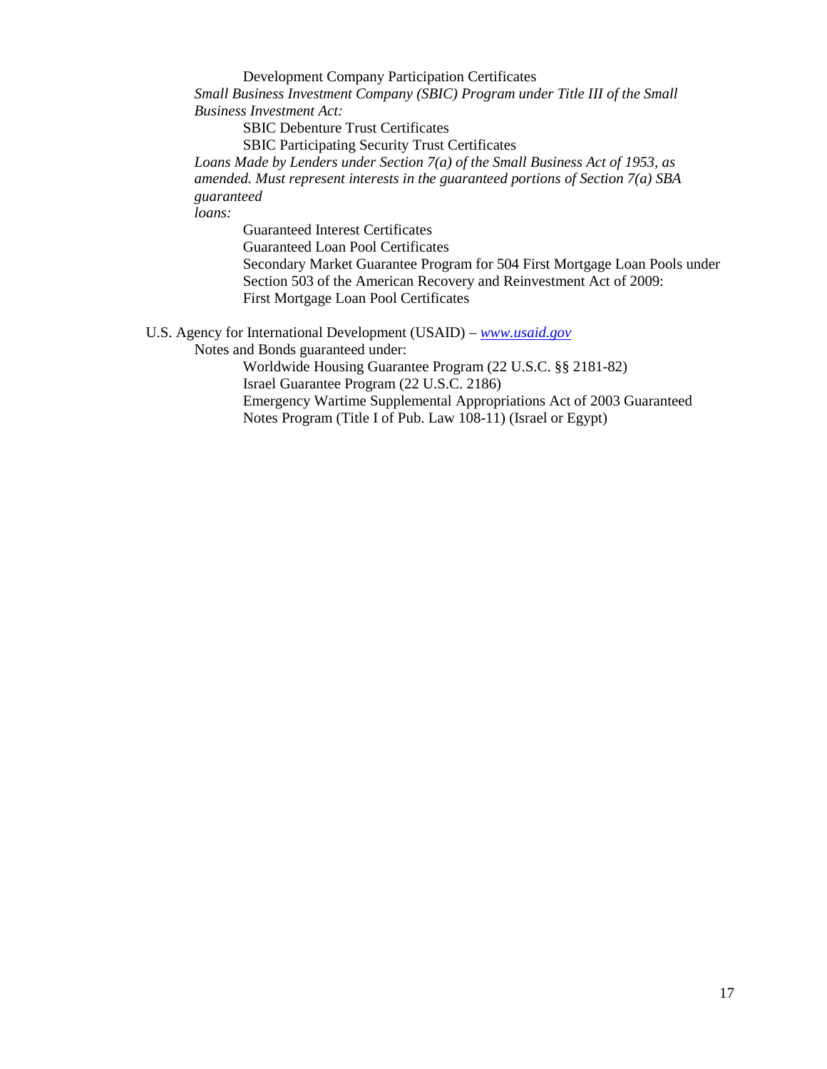Development Company Participation Certificates

*Small Business Investment Company (SBIC) Program under Title III of the Small Business Investment Act:*

SBIC Debenture Trust Certificates

SBIC Participating Security Trust Certificates

*Loans Made by Lenders under Section 7(a) of the Small Business Act of 1953, as amended. Must represent interests in the guaranteed portions of Section 7(a) SBA guaranteed loans:*

Guaranteed Interest Certificates

Guaranteed Loan Pool Certificates

Secondary Market Guarantee Program for 504 First Mortgage Loan Pools under Section 503 of the American Recovery and Reinvestment Act of 2009:

First Mortgage Loan Pool Certificates

U.S. Agency for International Development (USAID) – *www.usaid.gov*

Notes and Bonds guaranteed under:

Worldwide Housing Guarantee Program (22 U.S.C. §§ 2181-82)

Israel Guarantee Program (22 U.S.C. 2186)

Emergency Wartime Supplemental Appropriations Act of 2003 Guaranteed Notes Program (Title I of Pub. Law 108-11) (Israel or Egypt)